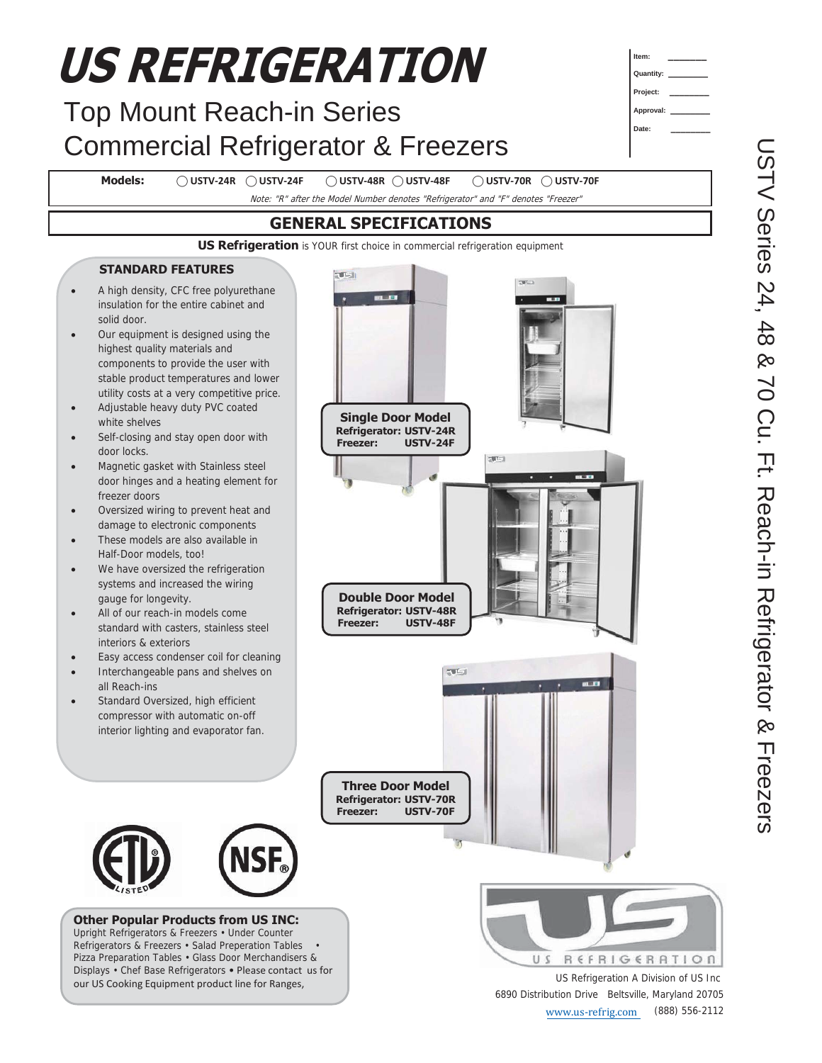# US REFRIGERATION

## Top Mount Reach-in Series Commercial Refrigerator & Freezers

Item: ________
Quantity: ________
Project: ________
Approval: ________
Date: ________

USTV Series 24, 48 & 70 Cu. Ft. Reach-in Refrigerator & Freezers

**Models:** ◯ USTV-24R ◯ USTV-24F ◯ USTV-48R ◯ USTV-48F ◯ USTV-70R ◯ USTV-70F

*Note: "R" after the Model Number denotes "Refrigerator" and "F" denotes "Freezer"*

## GENERAL SPECIFICATIONS

**US Refrigeration** is YOUR first choice in commercial refrigeration equipment

### STANDARD FEATURES

- A high density, CFC free polyurethane insulation for the entire cabinet and solid door.
- Our equipment is designed using the highest quality materials and components to provide the user with stable product temperatures and lower utility costs at a very competitive price.
- Adjustable heavy duty PVC coated white shelves
- Self-closing and stay open door with door locks.
- Magnetic gasket with Stainless steel door hinges and a heating element for freezer doors
- Oversized wiring to prevent heat and damage to electronic components
- These models are also available in Half-Door models, too!
- We have oversized the refrigeration systems and increased the wiring gauge for longevity.
- All of our reach-in models come standard with casters, stainless steel interiors & exteriors
- Easy access condenser coil for cleaning
- Interchangeable pans and shelves on all Reach-ins
- Standard Oversized, high efficient compressor with automatic on-off interior lighting and evaporator fan.

**Single Door Model**
**Refrigerator: USTV-24R**
**Freezer: USTV-24F**

**Double Door Model**
**Refrigerator: USTV-48R**
**Freezer: USTV-48F**

**Three Door Model**
**Refrigerator: USTV-70R**
**Freezer: USTV-70F**

### Other Popular Products from US INC:

Upright Refrigerators & Freezers • Under Counter Refrigerators & Freezers • Salad Preperation Tables • Pizza Preparation Tables • Glass Door Merchandisers & Displays • Chef Base Refrigerators • Please contact us for our US Cooking Equipment product line for Ranges,

US REFRIGERATION

US Refrigeration A Division of US Inc
6890 Distribution Drive Beltsville, Maryland 20705
www.us-refrig.com (888) 556-2112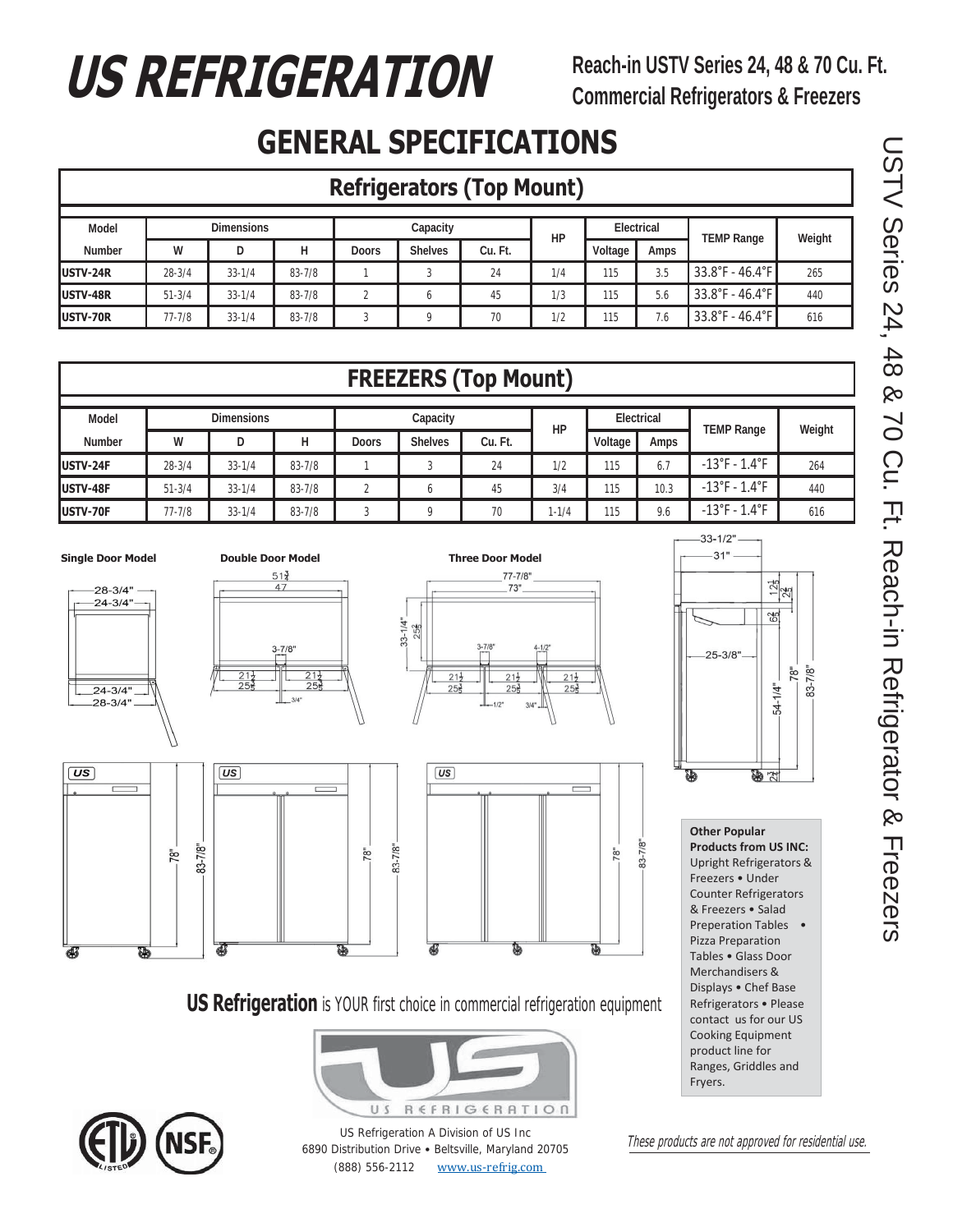# US REFRIGERATION

**Reach-in USTV Series 24, 48 & 70 Cu. Ft.**
**Commercial Refrigerators & Freezers**

## GENERAL SPECIFICATIONS

### Refrigerators (Top Mount)

| Model | Dimensions | | | Capacity | | | HP | Electrical | | TEMP Range | Weight |
|---|---|---|---|---|---|---|---|---|---|---|---|
| Number | W | D | H | Doors | Shelves | Cu. Ft. | | Voltage | Amps | | |
| USTV-24R | 28-3/4 | 33-1/4 | 83-7/8 | 1 | 3 | 24 | 1/4 | 115 | 3.5 | 33.8°F - 46.4°F | 265 |
| USTV-48R | 51-3/4 | 33-1/4 | 83-7/8 | 2 | 6 | 45 | 1/3 | 115 | 5.6 | 33.8°F - 46.4°F | 440 |
| USTV-70R | 77-7/8 | 33-1/4 | 83-7/8 | 3 | 9 | 70 | 1/2 | 115 | 7.6 | 33.8°F - 46.4°F | 616 |

### FREEZERS (Top Mount)

| Model | Dimensions | | | Capacity | | | HP | Electrical | | TEMP Range | Weight |
|---|---|---|---|---|---|---|---|---|---|---|---|
| Number | W | D | H | Doors | Shelves | Cu. Ft. | | Voltage | Amps | | |
| USTV-24F | 28-3/4 | 33-1/4 | 83-7/8 | 1 | 3 | 24 | 1/2 | 115 | 6.7 | -13°F - 1.4°F | 264 |
| USTV-48F | 51-3/4 | 33-1/4 | 83-7/8 | 2 | 6 | 45 | 3/4 | 115 | 10.3 | -13°F - 1.4°F | 440 |
| USTV-70F | 77-7/8 | 33-1/4 | 83-7/8 | 3 | 9 | 70 | 1-1/4 | 115 | 9.6 | -13°F - 1.4°F | 616 |

Single Door Model

28-3/4"
24-3/4"
24-3/4"
28-3/4"
78"
83-7/8"

Double Door Model

51 3/4
47
3-7/8"
21 1/2
25 5/8
21 1/2
25 5/8
3/4"
78"
83-7/8"

Three Door Model

77-7/8"
73"
33-1/4"
25 5/8
3-7/8"
4-1/2"
21 1/2
25 5/8
21 1/2
25 5/8
21 1/2
25 5/8
1/2"
3/4"
78"
83-7/8"

33-1/2"
31"
12 1/2
25
6 5/8
25-3/8"
54-1/4"
78"
83-7/8"
2 1/4

**Other Popular Products from US INC:** Upright Refrigerators & Freezers • Under Counter Refrigerators & Freezers • Salad Preperation Tables • Pizza Preparation Tables • Glass Door Merchandisers & Displays • Chef Base Refrigerators • Please contact us for our US Cooking Equipment product line for Ranges, Griddles and Fryers.

**US Refrigeration** is YOUR first choice in commercial refrigeration equipment

US Refrigeration A Division of US Inc
6890 Distribution Drive • Beltsville, Maryland 20705
(888) 556-2112 www.us-refrig.com

*These products are not approved for residential use.*

USTV Series 24, 48 & 70 Cu. Ft. Reach-in Refrigerator & Freezers